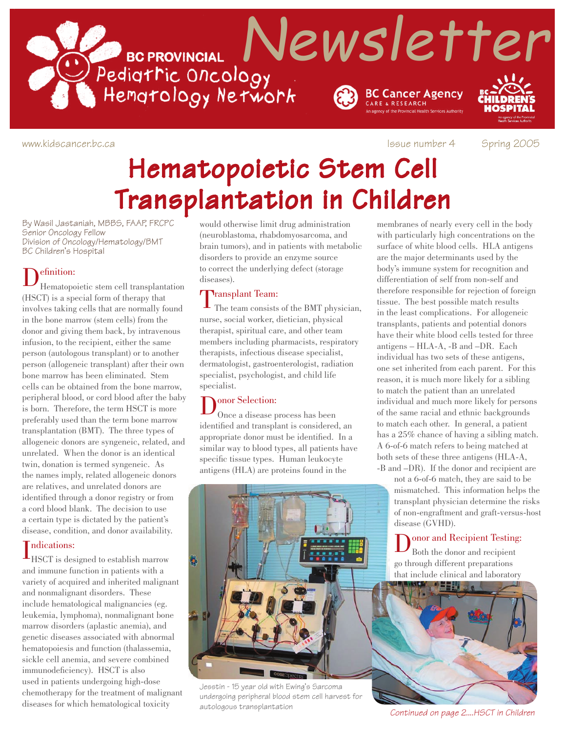# BC PROVINCIAL Pediatric Oncology Hematology Network Newsletter

www.kidscancer.bc.ca

Issue number 4 Spring 2005

# Hematopoietic Stem Cell Transplantation in Children

By Wasil Jastaniah, MBBS, FAAP, FRCPC
Senior Oncology Fellow
Division of Oncology/Hematology/BMT
BC Children's Hospital

## Definition:

Hematopoietic stem cell transplantation (HSCT) is a special form of therapy that involves taking cells that are normally found in the bone marrow (stem cells) from the donor and giving them back, by intravenous infusion, to the recipient, either the same person (autologous transplant) or to another person (allogeneic transplant) after their own bone marrow has been eliminated. Stem cells can be obtained from the bone marrow, peripheral blood, or cord blood after the baby is born. Therefore, the term HSCT is more preferably used than the term bone marrow transplantation (BMT). The three types of allogeneic donors are syngeneic, related, and unrelated. When the donor is an identical twin, donation is termed syngeneic. As the names imply, related allogeneic donors are relatives, and unrelated donors are identified through a donor registry or from a cord blood blank. The decision to use a certain type is dictated by the patient's disease, condition, and donor availability.

## Indications:

HSCT is designed to establish marrow and immune function in patients with a variety of acquired and inherited malignant and nonmalignant disorders. These include hematological malignancies (eg. leukemia, lymphoma), nonmalignant bone marrow disorders (aplastic anemia), and genetic diseases associated with abnormal hematopoiesis and function (thalassemia, sickle cell anemia, and severe combined immunodeficiency). HSCT is also used in patients undergoing high-dose chemotherapy for the treatment of malignant diseases for which hematological toxicity would otherwise limit drug administration (neuroblastoma, rhabdomyosarcoma, and brain tumors), and in patients with metabolic disorders to provide an enzyme source to correct the underlying defect (storage diseases).

## Transplant Team:

The team consists of the BMT physician, nurse, social worker, dietician, physical therapist, spiritual care, and other team members including pharmacists, respiratory therapists, infectious disease specialist, dermatologist, gastroenterologist, radiation specialist, psychologist, and child life specialist.

## Donor Selection:

Once a disease process has been identified and transplant is considered, an appropriate donor must be identified. In a similar way to blood types, all patients have specific tissue types. Human leukocyte antigens (HLA) are proteins found in the membranes of nearly every cell in the body with particularly high concentrations on the surface of white blood cells. HLA antigens are the major determinants used by the body's immune system for recognition and differentiation of self from non-self and therefore responsible for rejection of foreign tissue. The best possible match results in the least complications. For allogeneic transplants, patients and potential donors have their white blood cells tested for three antigens – HLA-A, -B and –DR. Each individual has two sets of these antigens, one set inherited from each parent. For this reason, it is much more likely for a sibling to match the patient than an unrelated individual and much more likely for persons of the same racial and ethnic backgrounds to match each other. In general, a patient has a 25% chance of having a sibling match. A 6-of-6 match refers to being matched at both sets of these three antigens (HLA-A, -B and –DR). If the donor and recipient are not a 6-of-6 match, they are said to be mismatched. This information helps the transplant physician determine the risks of non-engraftment and graft-versus-host disease (GVHD).

Jesstin - 15 year old with Ewing's Sarcoma undergoing peripheral blood stem cell harvest for autologous transplantation

## Donor and Recipient Testing:

Both the donor and recipient go through different preparations that include clinical and laboratory

*Continued on page 2....HSCT in Children*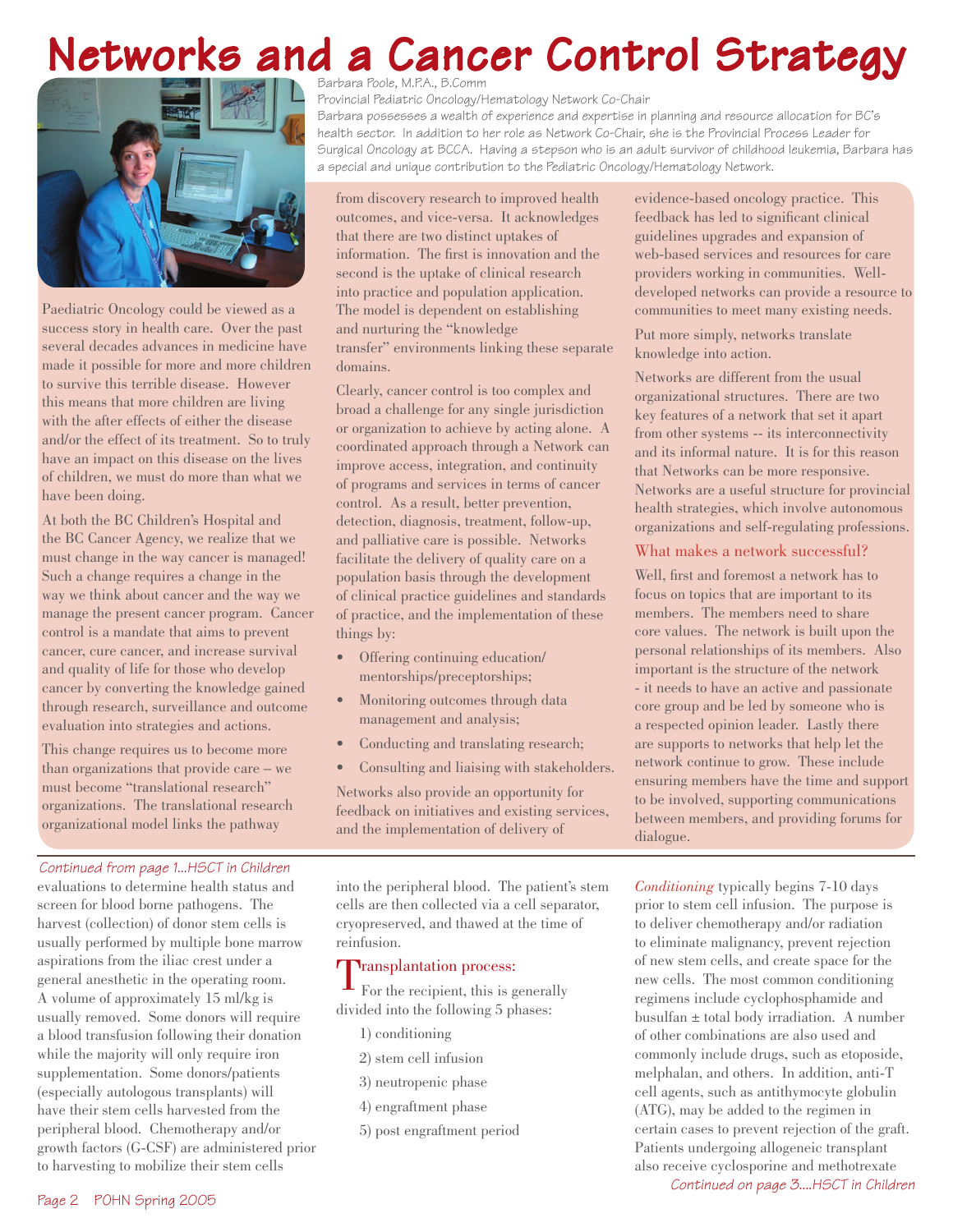# Networks and a Cancer Control Strategy

Barbara Poole, M.P.A., B.Comm

Provincial Pediatric Oncology/Hematology Network Co-Chair

Barbara possesses a wealth of experience and expertise in planning and resource allocation for BC's health sector. In addition to her role as Network Co-Chair, she is the Provincial Process Leader for Surgical Oncology at BCCA. Having a stepson who is an adult survivor of childhood leukemia, Barbara has a special and unique contribution to the Pediatric Oncology/Hematology Network.

Paediatric Oncology could be viewed as a success story in health care. Over the past several decades advances in medicine have made it possible for more and more children to survive this terrible disease. However this means that more children are living with the after effects of either the disease and/or the effect of its treatment. So to truly have an impact on this disease on the lives of children, we must do more than what we have been doing.

At both the BC Children's Hospital and the BC Cancer Agency, we realize that we must change in the way cancer is managed! Such a change requires a change in the way we think about cancer and the way we manage the present cancer program. Cancer control is a mandate that aims to prevent cancer, cure cancer, and increase survival and quality of life for those who develop cancer by converting the knowledge gained through research, surveillance and outcome evaluation into strategies and actions.

This change requires us to become more than organizations that provide care – we must become "translational research" organizations. The translational research organizational model links the pathway from discovery research to improved health outcomes, and vice-versa. It acknowledges that there are two distinct uptakes of information. The first is innovation and the second is the uptake of clinical research into practice and population application. The model is dependent on establishing and nurturing the "knowledge transfer" environments linking these separate domains.

Clearly, cancer control is too complex and broad a challenge for any single jurisdiction or organization to achieve by acting alone. A coordinated approach through a Network can improve access, integration, and continuity of programs and services in terms of cancer control. As a result, better prevention, detection, diagnosis, treatment, follow-up, and palliative care is possible. Networks facilitate the delivery of quality care on a population basis through the development of clinical practice guidelines and standards of practice, and the implementation of these things by:

- Offering continuing education/ mentorships/preceptorships;
- Monitoring outcomes through data management and analysis;
- Conducting and translating research;
- Consulting and liaising with stakeholders.

Networks also provide an opportunity for feedback on initiatives and existing services, and the implementation of delivery of evidence-based oncology practice. This feedback has led to significant clinical guidelines upgrades and expansion of web-based services and resources for care providers working in communities. Well-developed networks can provide a resource to communities to meet many existing needs.

Put more simply, networks translate knowledge into action.

Networks are different from the usual organizational structures. There are two key features of a network that set it apart from other systems -- its interconnectivity and its informal nature. It is for this reason that Networks can be more responsive. Networks are a useful structure for provincial health strategies, which involve autonomous organizations and self-regulating professions.

## What makes a network successful?

Well, first and foremost a network has to focus on topics that are important to its members. The members need to share core values. The network is built upon the personal relationships of its members. Also important is the structure of the network - it needs to have an active and passionate core group and be led by someone who is a respected opinion leader. Lastly there are supports to networks that help let the network continue to grow. These include ensuring members have the time and support to be involved, supporting communications between members, and providing forums for dialogue.

---

*Continued from page 1...HSCT in Children*

evaluations to determine health status and screen for blood borne pathogens. The harvest (collection) of donor stem cells is usually performed by multiple bone marrow aspirations from the iliac crest under a general anesthetic in the operating room. A volume of approximately 15 ml/kg is usually removed. Some donors will require a blood transfusion following their donation while the majority will only require iron supplementation. Some donors/patients (especially autologous transplants) will have their stem cells harvested from the peripheral blood. Chemotherapy and/or growth factors (G-CSF) are administered prior to harvesting to mobilize their stem cells into the peripheral blood. The patient's stem cells are then collected via a cell separator, cryopreserved, and thawed at the time of reinfusion.

## Transplantation process:

For the recipient, this is generally divided into the following 5 phases:

1) conditioning
2) stem cell infusion
3) neutropenic phase
4) engraftment phase
5) post engraftment period

*Conditioning* typically begins 7-10 days prior to stem cell infusion. The purpose is to deliver chemotherapy and/or radiation to eliminate malignancy, prevent rejection of new stem cells, and create space for the new cells. The most common conditioning regimens include cyclophosphamide and busulfan ± total body irradiation. A number of other combinations are also used and commonly include drugs, such as etoposide, melphalan, and others. In addition, anti-T cell agents, such as antithymocyte globulin (ATG), may be added to the regimen in certain cases to prevent rejection of the graft. Patients undergoing allogeneic transplant also receive cyclosporine and methotrexate

*Continued on page 3....HSCT in Children*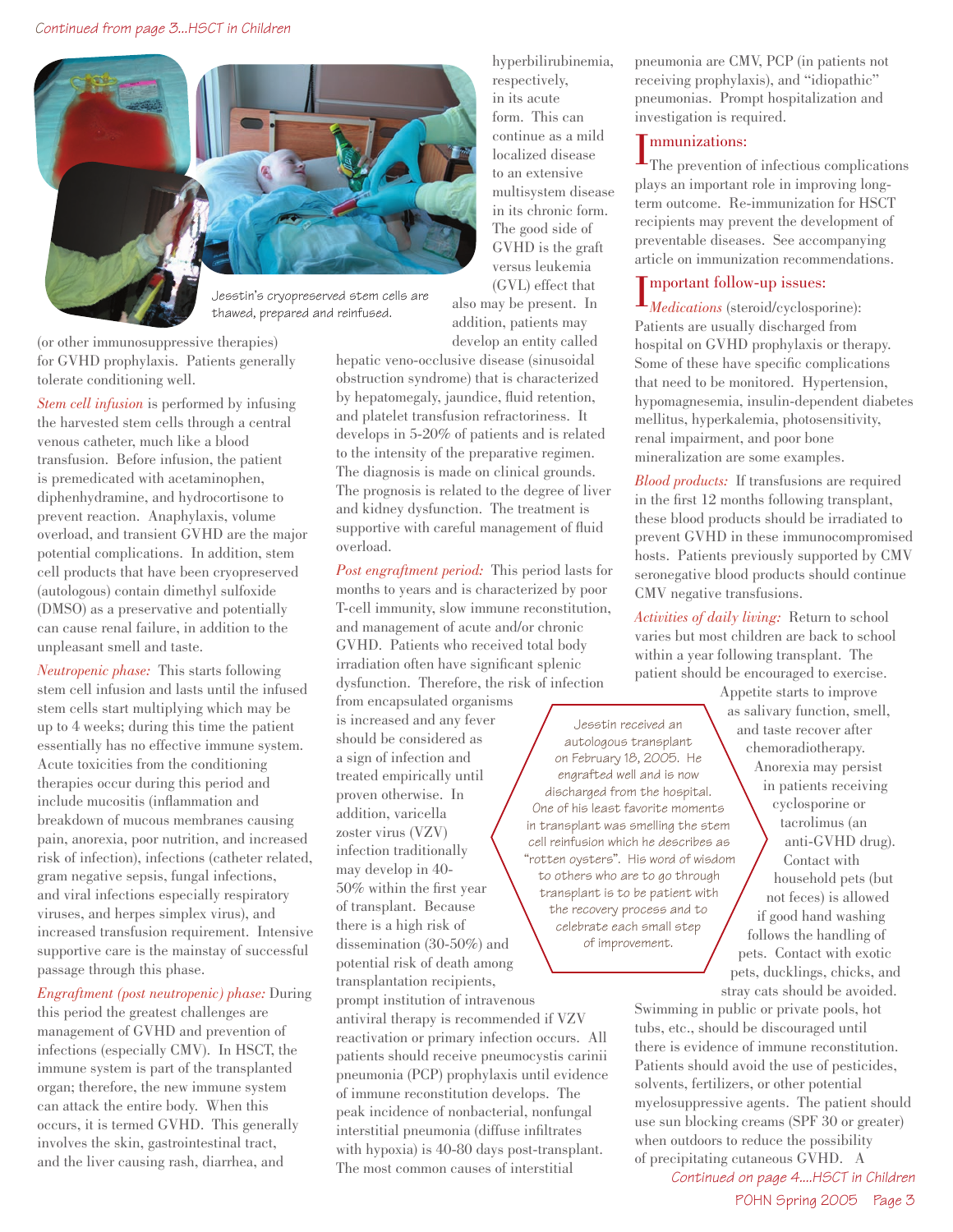*Continued from page 3...HSCT in Children*

Jesstin's cryopreserved stem cells are thawed, prepared and reinfused.

(or other immunosuppressive therapies) for GVHD prophylaxis. Patients generally tolerate conditioning well.

*Stem cell infusion* is performed by infusing the harvested stem cells through a central venous catheter, much like a blood transfusion. Before infusion, the patient is premedicated with acetaminophen, diphenhydramine, and hydrocortisone to prevent reaction. Anaphylaxis, volume overload, and transient GVHD are the major potential complications. In addition, stem cell products that have been cryopreserved (autologous) contain dimethyl sulfoxide (DMSO) as a preservative and potentially can cause renal failure, in addition to the unpleasant smell and taste.

*Neutropenic phase:* This starts following stem cell infusion and lasts until the infused stem cells start multiplying which may be up to 4 weeks; during this time the patient essentially has no effective immune system. Acute toxicities from the conditioning therapies occur during this period and include mucositis (inflammation and breakdown of mucous membranes causing pain, anorexia, poor nutrition, and increased risk of infection), infections (catheter related, gram negative sepsis, fungal infections, and viral infections especially respiratory viruses, and herpes simplex virus), and increased transfusion requirement. Intensive supportive care is the mainstay of successful passage through this phase.

*Engraftment (post neutropenic) phase:* During this period the greatest challenges are management of GVHD and prevention of infections (especially CMV). In HSCT, the immune system is part of the transplanted organ; therefore, the new immune system can attack the entire body. When this occurs, it is termed GVHD. This generally involves the skin, gastrointestinal tract, and the liver causing rash, diarrhea, and hyperbilirubinemia, respectively, in its acute form. This can continue as a mild localized disease to an extensive multisystem disease in its chronic form. The good side of GVHD is the graft versus leukemia (GVL) effect that also may be present. In addition, patients may develop an entity called hepatic veno-occlusive disease (sinusoidal obstruction syndrome) that is characterized by hepatomegaly, jaundice, fluid retention, and platelet transfusion refractoriness. It develops in 5-20% of patients and is related to the intensity of the preparative regimen. The diagnosis is made on clinical grounds. The prognosis is related to the degree of liver and kidney dysfunction. The treatment is supportive with careful management of fluid overload.

*Post engraftment period:* This period lasts for months to years and is characterized by poor T-cell immunity, slow immune reconstitution, and management of acute and/or chronic GVHD. Patients who received total body irradiation often have significant splenic dysfunction. Therefore, the risk of infection from encapsulated organisms is increased and any fever should be considered as a sign of infection and treated empirically until proven otherwise. In addition, varicella zoster virus (VZV) infection traditionally may develop in 40-50% within the first year of transplant. Because there is a high risk of dissemination (30-50%) and potential risk of death among transplantation recipients, prompt institution of intravenous antiviral therapy is recommended if VZV reactivation or primary infection occurs. All patients should receive pneumocystis carinii pneumonia (PCP) prophylaxis until evidence of immune reconstitution develops. The peak incidence of nonbacterial, nonfungal interstitial pneumonia (diffuse infiltrates with hypoxia) is 40-80 days post-transplant. The most common causes of interstitial pneumonia are CMV, PCP (in patients not receiving prophylaxis), and "idiopathic" pneumonias. Prompt hospitalization and investigation is required.

## Immunizations:

The prevention of infectious complications plays an important role in improving long-term outcome. Re-immunization for HSCT recipients may prevent the development of preventable diseases. See accompanying article on immunization recommendations.

## Important follow-up issues:

*Medications* (steroid/cyclosporine): Patients are usually discharged from hospital on GVHD prophylaxis or therapy. Some of these have specific complications that need to be monitored. Hypertension, hypomagnesemia, insulin-dependent diabetes mellitus, hyperkalemia, photosensitivity, renal impairment, and poor bone mineralization are some examples.

*Blood products:* If transfusions are required in the first 12 months following transplant, these blood products should be irradiated to prevent GVHD in these immunocompromised hosts. Patients previously supported by CMV seronegative blood products should continue CMV negative transfusions.

*Activities of daily living:* Return to school varies but most children are back to school within a year following transplant. The patient should be encouraged to exercise. Appetite starts to improve as salivary function, smell, and taste recover after chemoradiotherapy. Anorexia may persist in patients receiving cyclosporine or tacrolimus (an anti-GVHD drug). Contact with household pets (but not feces) is allowed if good hand washing follows the handling of pets. Contact with exotic pets, ducklings, chicks, and stray cats should be avoided. Swimming in public or private pools, hot tubs, etc., should be discouraged until there is evidence of immune reconstitution. Patients should avoid the use of pesticides, solvents, fertilizers, or other potential myelosuppressive agents. The patient should use sun blocking creams (SPF 30 or greater) when outdoors to reduce the possibility of precipitating cutaneous GVHD. A

> Jesstin received an autologous transplant on February 18, 2005. He engrafted well and is now discharged from the hospital. One of his least favorite moments in transplant was smelling the stem cell reinfusion which he describes as "rotten oysters". His word of wisdom to others who are to go through transplant is to be patient with the recovery process and to celebrate each small step of improvement.

*Continued on page 4....HSCT in Children*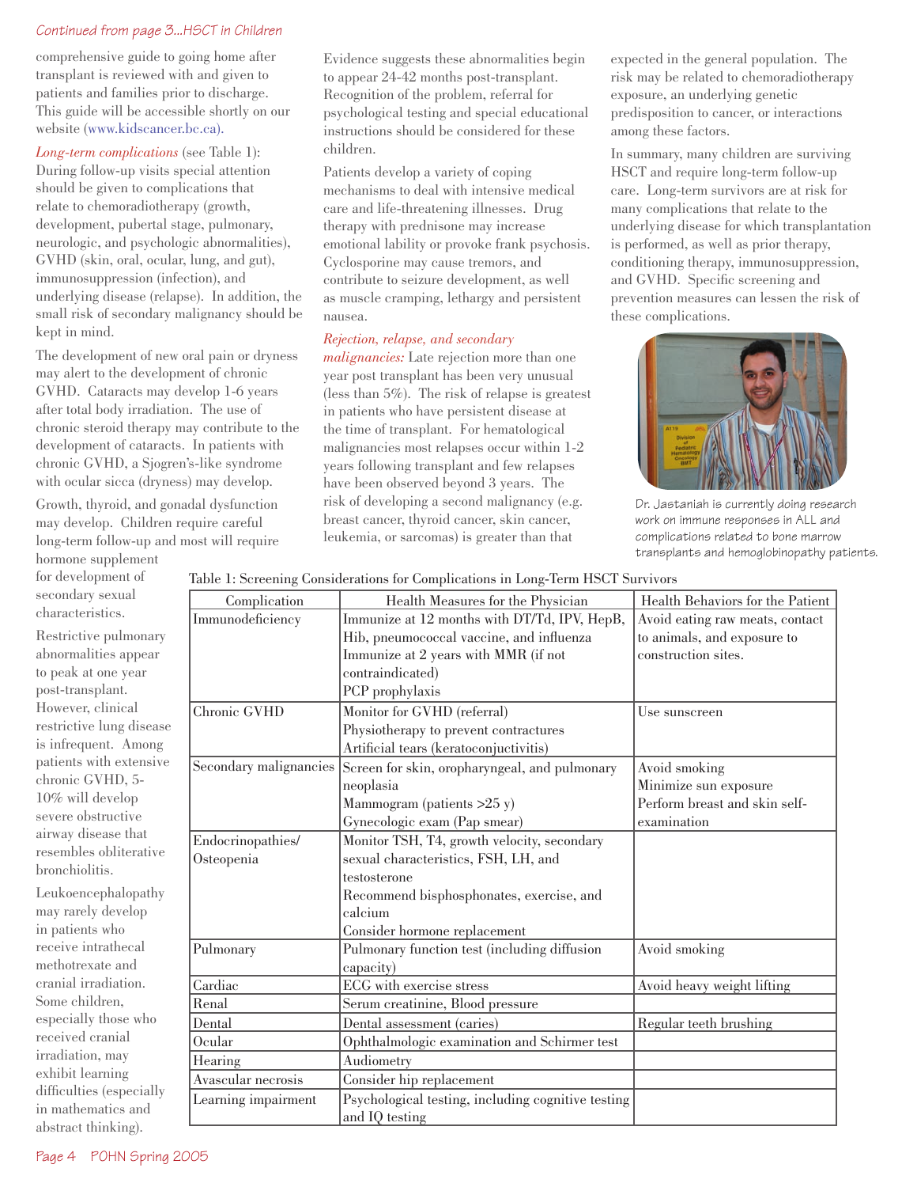*Continued from page 3...HSCT in Children*

comprehensive guide to going home after transplant is reviewed with and given to patients and families prior to discharge. This guide will be accessible shortly on our website (www.kidscancer.bc.ca).

*Long-term complications* (see Table 1): During follow-up visits special attention should be given to complications that relate to chemoradiotherapy (growth, development, pubertal stage, pulmonary, neurologic, and psychologic abnormalities), GVHD (skin, oral, ocular, lung, and gut), immunosuppression (infection), and underlying disease (relapse). In addition, the small risk of secondary malignancy should be kept in mind.

The development of new oral pain or dryness may alert to the development of chronic GVHD. Cataracts may develop 1-6 years after total body irradiation. The use of chronic steroid therapy may contribute to the development of cataracts. In patients with chronic GVHD, a Sjogren's-like syndrome with ocular sicca (dryness) may develop.

Growth, thyroid, and gonadal dysfunction may develop. Children require careful long-term follow-up and most will require hormone supplement for development of secondary sexual characteristics.

Restrictive pulmonary abnormalities appear to peak at one year post-transplant. However, clinical restrictive lung disease is infrequent. Among patients with extensive chronic GVHD, 5-10% will develop severe obstructive airway disease that resembles obliterative bronchiolitis.

Leukoencephalopathy may rarely develop in patients who receive intrathecal methotrexate and cranial irradiation. Some children, especially those who received cranial irradiation, may exhibit learning difficulties (especially in mathematics and abstract thinking). Evidence suggests these abnormalities begin to appear 24-42 months post-transplant. Recognition of the problem, referral for psychological testing and special educational instructions should be considered for these children.

Patients develop a variety of coping mechanisms to deal with intensive medical care and life-threatening illnesses. Drug therapy with prednisone may increase emotional lability or provoke frank psychosis. Cyclosporine may cause tremors, and contribute to seizure development, as well as muscle cramping, lethargy and persistent nausea.

*Rejection, relapse, and secondary malignancies:* Late rejection more than one year post transplant has been very unusual (less than 5%). The risk of relapse is greatest in patients who have persistent disease at the time of transplant. For hematological malignancies most relapses occur within 1-2 years following transplant and few relapses have been observed beyond 3 years. The risk of developing a second malignancy (e.g. breast cancer, thyroid cancer, skin cancer, leukemia, or sarcomas) is greater than that expected in the general population. The risk may be related to chemoradiotherapy exposure, an underlying genetic predisposition to cancer, or interactions among these factors.

In summary, many children are surviving HSCT and require long-term follow-up care. Long-term survivors are at risk for many complications that relate to the underlying disease for which transplantation is performed, as well as prior therapy, conditioning therapy, immunosuppression, and GVHD. Specific screening and prevention measures can lessen the risk of these complications.

Dr. Jastaniah is currently doing research work on immune responses in ALL and complications related to bone marrow transplants and hemoglobinopathy patients.

Table 1: Screening Considerations for Complications in Long-Term HSCT Survivors

| Complication | Health Measures for the Physician | Health Behaviors for the Patient |
|---|---|---|
| Immunodeficiency | Immunize at 12 months with DT/Td, IPV, HepB, Hib, pneumococcal vaccine, and influenza<br>Immunize at 2 years with MMR (if not contraindicated)<br>PCP prophylaxis | Avoid eating raw meats, contact to animals, and exposure to construction sites. |
| Chronic GVHD | Monitor for GVHD (referral)<br>Physiotherapy to prevent contractures<br>Artificial tears (keratoconjuctivitis) | Use sunscreen |
| Secondary malignancies | Screen for skin, oropharyngeal, and pulmonary neoplasia<br>Mammogram (patients >25 y)<br>Gynecologic exam (Pap smear) | Avoid smoking<br>Minimize sun exposure<br>Perform breast and skin self-examination |
| Endocrinopathies/ Osteopenia | Monitor TSH, T4, growth velocity, secondary sexual characteristics, FSH, LH, and testosterone<br>Recommend bisphosphonates, exercise, and calcium<br>Consider hormone replacement | |
| Pulmonary | Pulmonary function test (including diffusion capacity) | Avoid smoking |
| Cardiac | ECG with exercise stress | Avoid heavy weight lifting |
| Renal | Serum creatinine, Blood pressure | |
| Dental | Dental assessment (caries) | Regular teeth brushing |
| Ocular | Ophthalmologic examination and Schirmer test | |
| Hearing | Audiometry | |
| Avascular necrosis | Consider hip replacement | |
| Learning impairment | Psychological testing, including cognitive testing and IQ testing | |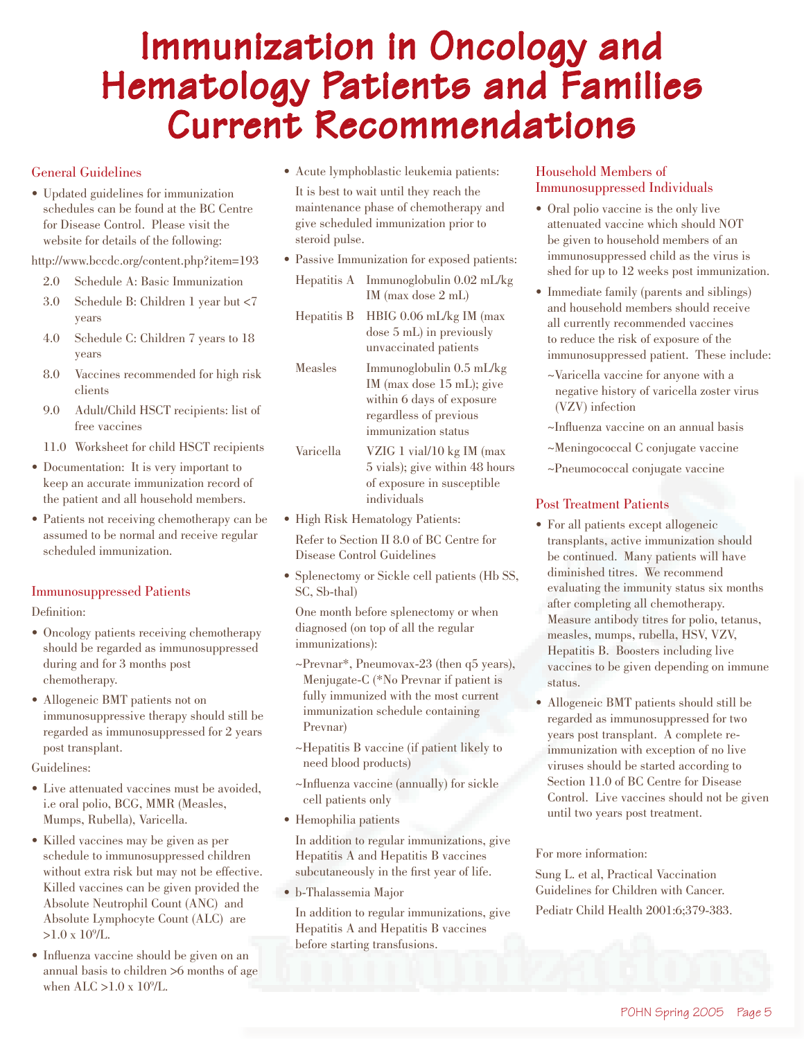# Immunization in Oncology and Hematology Patients and Families Current Recommendations

## General Guidelines

- Updated guidelines for immunization schedules can be found at the BC Centre for Disease Control. Please visit the website for details of the following:

http://www.bccdc.org/content.php?item=193

- 2.0 Schedule A: Basic Immunization
- 3.0 Schedule B: Children 1 year but <7 years
- 4.0 Schedule C: Children 7 years to 18 years
- 8.0 Vaccines recommended for high risk clients
- 9.0 Adult/Child HSCT recipients: list of free vaccines
- 11.0 Worksheet for child HSCT recipients

- Documentation: It is very important to keep an accurate immunization record of the patient and all household members.
- Patients not receiving chemotherapy can be assumed to be normal and receive regular scheduled immunization.

## Immunosuppressed Patients

Definition:

- Oncology patients receiving chemotherapy should be regarded as immunosuppressed during and for 3 months post chemotherapy.
- Allogeneic BMT patients not on immunosuppressive therapy should still be regarded as immunosuppressed for 2 years post transplant.

Guidelines:

- Live attenuated vaccines must be avoided, i.e oral polio, BCG, MMR (Measles, Mumps, Rubella), Varicella.
- Killed vaccines may be given as per schedule to immunosuppressed children without extra risk but may not be effective. Killed vaccines can be given provided the Absolute Neutrophil Count (ANC) and Absolute Lymphocyte Count (ALC) are $>1.0 \times 10^9$/L.
- Influenza vaccine should be given on an annual basis to children >6 months of age when ALC $>1.0 \times 10^9$/L.
- Acute lymphoblastic leukemia patients:

  It is best to wait until they reach the maintenance phase of chemotherapy and give scheduled immunization prior to steroid pulse.

- Passive Immunization for exposed patients:

| | |
|---|---|
| Hepatitis A | Immunoglobulin 0.02 mL/kg IM (max dose 2 mL) |
| Hepatitis B | HBIG 0.06 mL/kg IM (max dose 5 mL) in previously unvaccinated patients |
| Measles | Immunoglobulin 0.5 mL/kg IM (max dose 15 mL); give within 6 days of exposure regardless of previous immunization status |
| Varicella | VZIG 1 vial/10 kg IM (max 5 vials); give within 48 hours of exposure in susceptible individuals |

- High Risk Hematology Patients:

  Refer to Section II 8.0 of BC Centre for Disease Control Guidelines

- Splenectomy or Sickle cell patients (Hb SS, SC, Sb-thal)

  One month before splenectomy or when diagnosed (on top of all the regular immunizations):

  ~Prevnar*, Pneumovax-23 (then q5 years), Menjugate-C (*No Prevnar if patient is fully immunized with the most current immunization schedule containing Prevnar)

  ~Hepatitis B vaccine (if patient likely to need blood products)

  ~Influenza vaccine (annually) for sickle cell patients only

- Hemophilia patients

  In addition to regular immunizations, give Hepatitis A and Hepatitis B vaccines subcutaneously in the first year of life.

- b-Thalassemia Major

  In addition to regular immunizations, give Hepatitis A and Hepatitis B vaccines before starting transfusions.

## Household Members of Immunosuppressed Individuals

- Oral polio vaccine is the only live attenuated vaccine which should NOT be given to household members of an immunosuppressed child as the virus is shed for up to 12 weeks post immunization.
- Immediate family (parents and siblings) and household members should receive all currently recommended vaccines to reduce the risk of exposure of the immunosuppressed patient. These include:

  ~Varicella vaccine for anyone with a negative history of varicella zoster virus (VZV) infection

  ~Influenza vaccine on an annual basis

  ~Meningococcal C conjugate vaccine

  ~Pneumococcal conjugate vaccine

## Post Treatment Patients

- For all patients except allogeneic transplants, active immunization should be continued. Many patients will have diminished titres. We recommend evaluating the immunity status six months after completing all chemotherapy. Measure antibody titres for polio, tetanus, measles, mumps, rubella, HSV, VZV, Hepatitis B. Boosters including live vaccines to be given depending on immune status.
- Allogeneic BMT patients should still be regarded as immunosuppressed for two years post transplant. A complete re-immunization with exception of no live viruses should be started according to Section 11.0 of BC Centre for Disease Control. Live vaccines should not be given until two years post treatment.

For more information:

Sung L. et al, Practical Vaccination Guidelines for Children with Cancer. Pediatr Child Health 2001:6;379-383.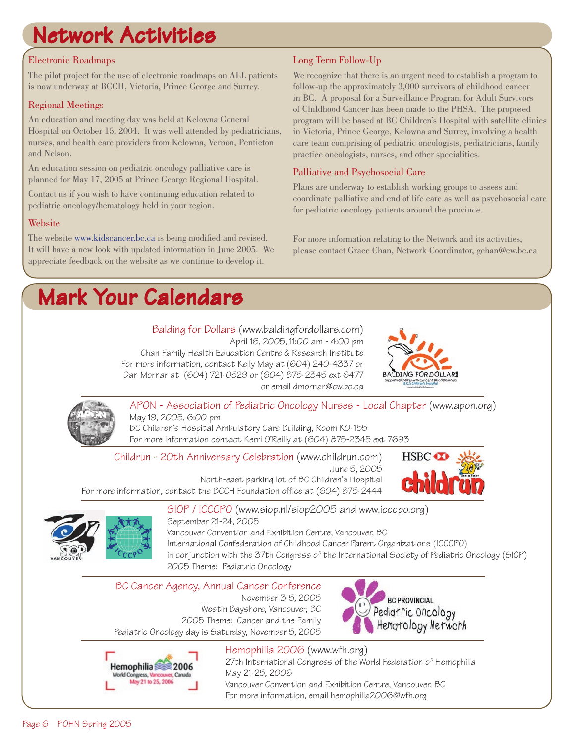# Network Activities

### Electronic Roadmaps

The pilot project for the use of electronic roadmaps on ALL patients is now underway at BCCH, Victoria, Prince George and Surrey.

### Regional Meetings

An education and meeting day was held at Kelowna General Hospital on October 15, 2004. It was well attended by pediatricians, nurses, and health care providers from Kelowna, Vernon, Penticton and Nelson.

An education session on pediatric oncology palliative care is planned for May 17, 2005 at Prince George Regional Hospital.

Contact us if you wish to have continuing education related to pediatric oncology/hematology held in your region.

### Website

The website www.kidscancer.bc.ca is being modified and revised. It will have a new look with updated information in June 2005. We appreciate feedback on the website as we continue to develop it.

### Long Term Follow-Up

We recognize that there is an urgent need to establish a program to follow-up the approximately 3,000 survivors of childhood cancer in BC. A proposal for a Surveillance Program for Adult Survivors of Childhood Cancer has been made to the PHSA. The proposed program will be based at BC Children's Hospital with satellite clinics in Victoria, Prince George, Kelowna and Surrey, involving a health care team comprising of pediatric oncologists, pediatricians, family practice oncologists, nurses, and other specialities.

### Palliative and Psychosocial Care

Plans are underway to establish working groups to assess and coordinate palliative and end of life care as well as psychosocial care for pediatric oncology patients around the province.

For more information relating to the Network and its activities, please contact Grace Chan, Network Coordinator, gchan@cw.bc.ca

# Mark Your Calendars

**Balding for Dollars** (www.baldingfordollars.com)
April 16, 2005, 11:00 am - 4:00 pm
Chan Family Health Education Centre & Research Institute
For more information, contact Kelly May at (604) 240-4337 or Dan Mornar at (604) 721-0529 or (604) 875-2345 ext 6477 or email dmornar@cw.bc.ca

**APON - Association of Pediatric Oncology Nurses - Local Chapter** (www.apon.org)
May 19, 2005, 6:00 pm
BC Children's Hospital Ambulatory Care Building, Room K0-155
For more information contact Kerri O'Reilly at (604) 875-2345 ext 7693

**Childrun - 20th Anniversary Celebration** (www.childrun.com)
June 5, 2005
North-east parking lot of BC Children's Hospital
For more information, contact the BCCH Foundation office at (604) 875-2444

**SIOP / ICCCPO** (www.siop.nl/siop2005 and www.icccpo.org)
September 21-24, 2005
Vancouver Convention and Exhibition Centre, Vancouver, BC
International Confederation of Childhood Cancer Parent Organizations (ICCCPO) in conjunction with the 37th Congress of the International Society of Pediatric Oncology (SIOP)
2005 Theme: Pediatric Oncology

**BC Cancer Agency, Annual Cancer Conference**
November 3-5, 2005
Westin Bayshore, Vancouver, BC
2005 Theme: Cancer and the Family
Pediatric Oncology day is Saturday, November 5, 2005

**Hemophilia 2006** (www.wfh.org)
27th International Congress of the World Federation of Hemophilia
May 21-25, 2006
Vancouver Convention and Exhibition Centre, Vancouver, BC
For more information, email hemophilia2006@wfh.org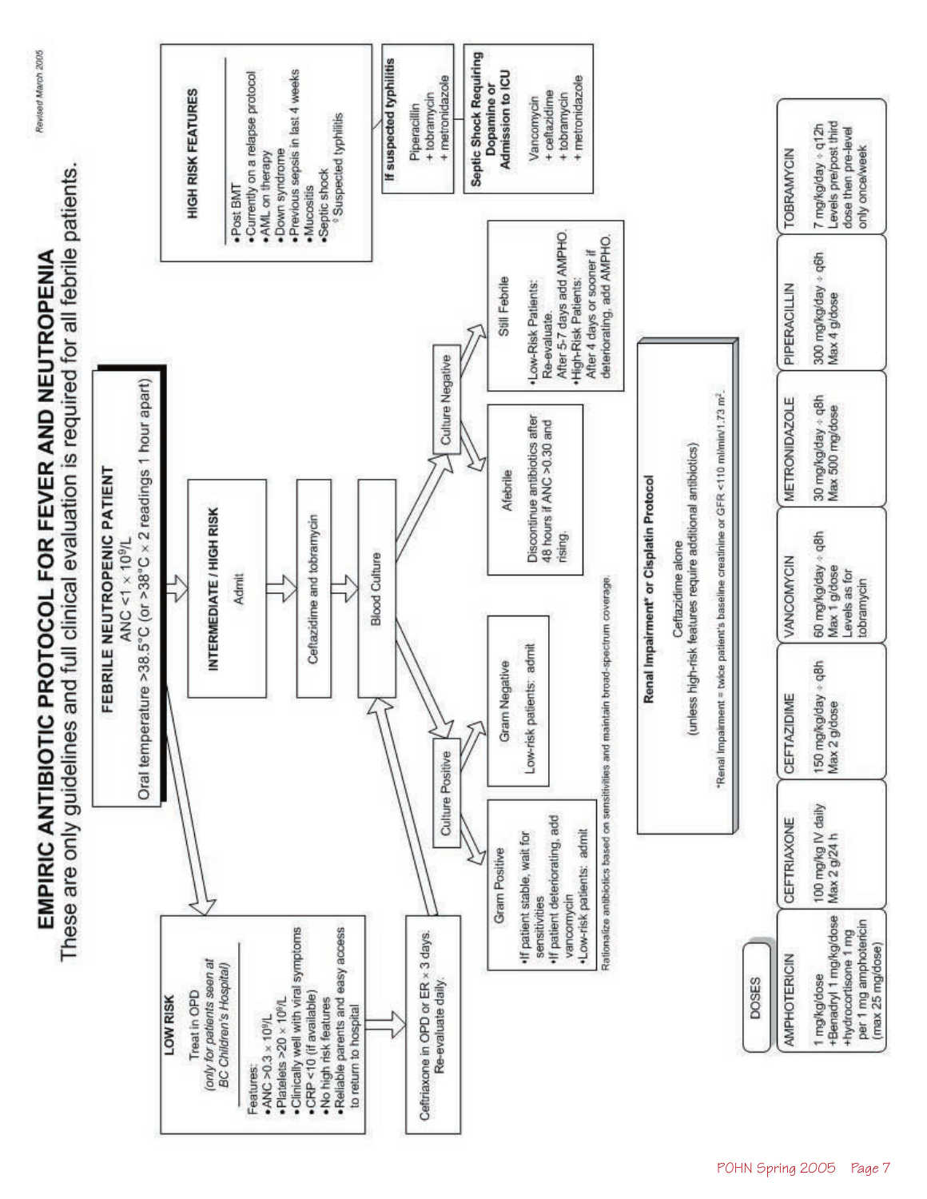# EMPIRIC ANTIBIOTIC PROTOCOL FOR FEVER AND NEUTROPENIA

These are only guidelines and full clinical evaluation is required for all febrile patients.

Revised March 2005

**FEBRILE NEUTROPENIC PATIENT**
ANC $< 1 \times 10^9$/L
Oral temperature >38.5°C (or >38°C × 2 readings 1 hour apart)

**LOW RISK**
Treat in OPD
*(only for patients seen at BC Children's Hospital)*

Features:
- ANC $> 0.3 \times 10^9$/L
- Platelets $> 20 \times 10^9$/L
- Clinically well with viral symptoms
- CRP <10 (if available)
- No high risk features
- Reliable parents and easy access to return to hospital

→ Ceftriaxone in OPD or ER × 3 days. Re-evaluate daily.

**INTERMEDIATE / HIGH RISK**
Admit
→ Ceftazidime and tobramycin
→ Blood Culture

**Culture Positive**
- Gram Positive
  - If patient stable, wait for sensitivities
  - If patient deteriorating, add vancomycin
  - Low-risk patients: admit
- Gram Negative
  - Low-risk patients: admit

**Culture Negative**
- Afebrile
  - Discontinue antibiotics after 48 hours if ANC >0.30 and rising.
- Still Febrile
  - Low-Risk Patients: Re-evaluate. After 5-7 days add AMPHO.
  - High-Risk Patients: After 4 days or sooner if deteriorating, add AMPHO.

Rationalize antibiotics based on sensitivities and maintain broad-spectrum coverage.

**HIGH RISK FEATURES**
- Post BMT
- Currently on a relapse protocol
- AML on therapy
- Down syndrome
- Previous sepsis in last 4 weeks
- Mucositis
- Septic shock
  - Suspected typhilitis

**If suspected typhilitis**
Piperacillin
+ tobramycin
+ metronidazole

**Septic Shock Requiring Dopamine or Admission to ICU**
Vancomycin
+ ceftazidime
+ tobramycin
+ metronidazole

**Renal Impairment\* or Cisplatin Protocol**
Ceftazidime alone
(unless high-risk features require additional antibiotics)

\*Renal Impairment = twice patient's baseline creatinine or GFR <110 ml/min/1.73 m².

**DOSES**

| AMPHOTERICIN | CEFTRIAXONE | CEFTAZIDIME | VANCOMYCIN | METRONIDAZOLE | PIPERACILLIN | TOBRAMYCIN |
|---|---|---|---|---|---|---|
| 1 mg/kg/dose +Benadryl 1 mg/kg/dose +hydrocortisone 1 mg per 1 mg amphotericin (max 25 mg/dose) | 100 mg/kg IV daily Max 2 g/24 h | 150 mg/kg/day ÷ q8h Max 2 g/dose | 60 mg/kg/day ÷ q8h Max 1 g/dose Levels as for tobramycin | 30 mg/kg/day ÷ q8h Max 500 mg/dose | 300 mg/kg/day ÷ q6h Max 4 g/dose | 7 mg/kg/day ÷ q12h Levels pre/post third dose then pre-level only once/week |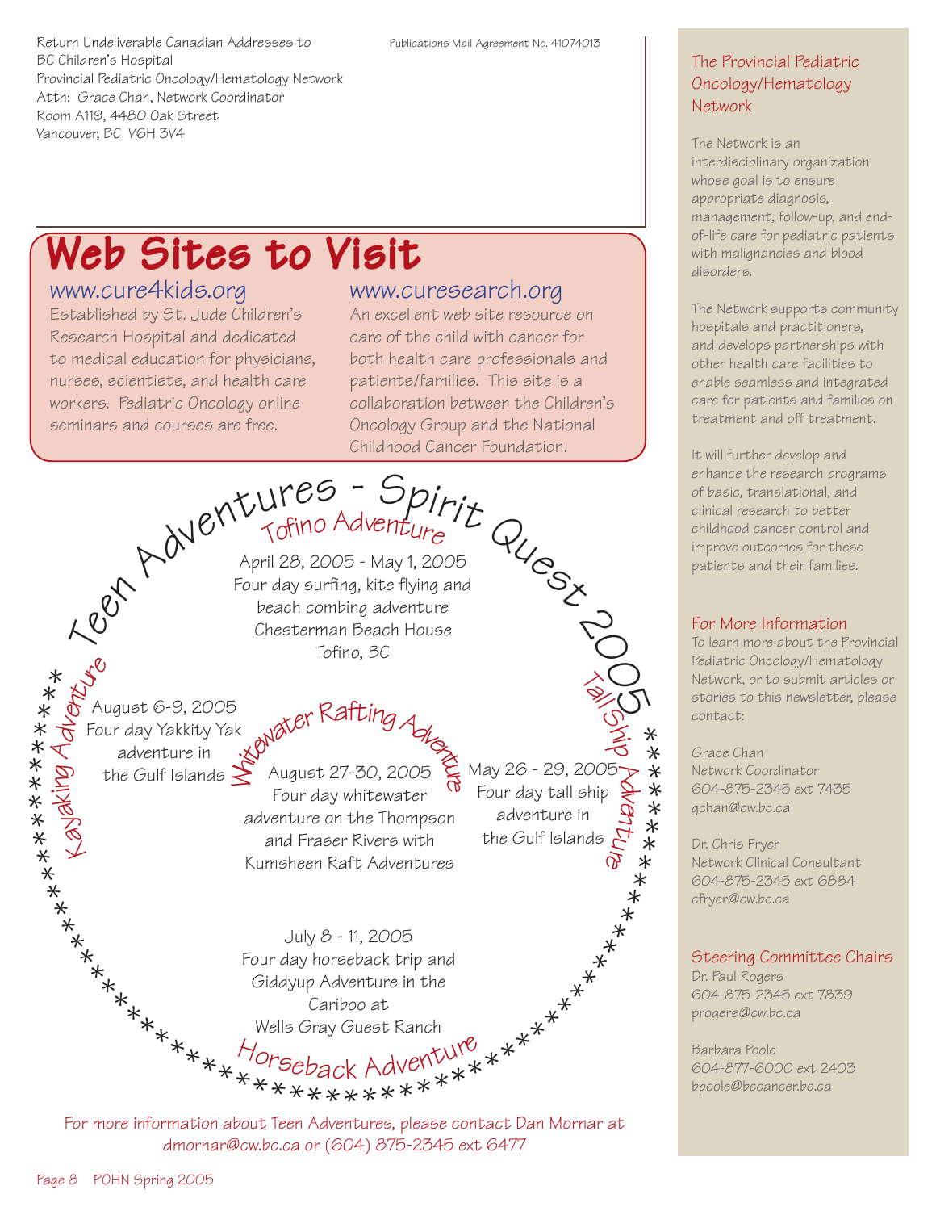Return Undeliverable Canadian Addresses to
BC Children's Hospital
Provincial Pediatric Oncology/Hematology Network
Attn: Grace Chan, Network Coordinator
Room A119, 4480 Oak Street
Vancouver, BC V6H 3V4

Publications Mail Agreement No. 41074013

# Web Sites to Visit

### www.cure4kids.org

Established by St. Jude Children's Research Hospital and dedicated to medical education for physicians, nurses, scientists, and health care workers. Pediatric Oncology online seminars and courses are free.

### www.curesearch.org

An excellent web site resource on care of the child with cancer for both health care professionals and patients/families. This site is a collaboration between the Children's Oncology Group and the National Childhood Cancer Foundation.

# Teen Adventures - Spirit Quest 2005

### Tofino Adventure

April 28, 2005 - May 1, 2005
Four day surfing, kite flying and beach combing adventure
Chesterman Beach House
Tofino, BC

### Tall Ship Adventure

May 26 - 29, 2005
Four day tall ship adventure in the Gulf Islands

### Horseback Adventure

July 8 - 11, 2005
Four day horseback trip and Giddyup Adventure in the Cariboo at
Wells Gray Guest Ranch

### Kayaking Adventure

August 6-9, 2005
Four day Yakkity Yak adventure in the Gulf Islands

### Whitewater Rafting Adventure

August 27-30, 2005
Four day whitewater adventure on the Thompson and Fraser Rivers with Kumsheen Raft Adventures

For more information about Teen Adventures, please contact Dan Mornar at dmornar@cw.bc.ca or (604) 875-2345 ext 6477

## The Provincial Pediatric Oncology/Hematology Network

The Network is an interdisciplinary organization whose goal is to ensure appropriate diagnosis, management, follow-up, and end-of-life care for pediatric patients with malignancies and blood disorders.

The Network supports community hospitals and practitioners, and develops partnerships with other health care facilities to enable seamless and integrated care for patients and families on treatment and off treatment.

It will further develop and enhance the research programs of basic, translational, and clinical research to better childhood cancer control and improve outcomes for these patients and their families.

## For More Information

To learn more about the Provincial Pediatric Oncology/Hematology Network, or to submit articles or stories to this newsletter, please contact:

Grace Chan
Network Coordinator
604-875-2345 ext 7435
gchan@cw.bc.ca

Dr. Chris Fryer
Network Clinical Consultant
604-875-2345 ext 6884
cfryer@cw.bc.ca

## Steering Committee Chairs

Dr. Paul Rogers
604-875-2345 ext 7839
progers@cw.bc.ca

Barbara Poole
604-877-6000 ext 2403
bpoole@bccancer.bc.ca